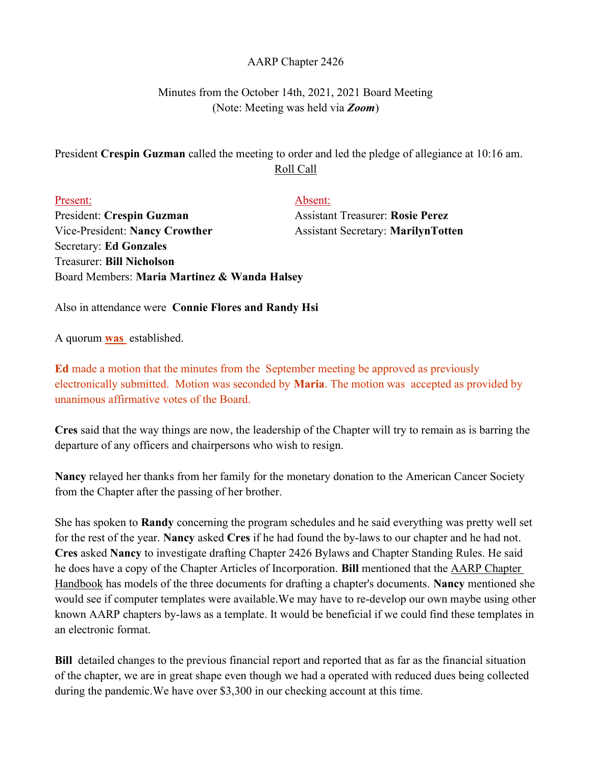AARP Chapter 2426

Minutes from the October 14th, 2021, 2021 Board Meeting
(Note: Meeting was held via ***Zoom***)

President **Crespin Guzman** called the meeting to order and led the pledge of allegiance at 10:16 am.

Roll Call

Present:
President: **Crespin Guzman**
Vice-President: **Nancy Crowther**
Secretary: **Ed Gonzales**
Treasurer: **Bill Nicholson**
Board Members: **Maria Martinez & Wanda Halsey**

Absent:
Assistant Treasurer: **Rosie Perez**
Assistant Secretary: **MarilynTotten**

Also in attendance were **Connie Flores and Randy Hsi**

A quorum **was** established.

**Ed** made a motion that the minutes from the September meeting be approved as previously electronically submitted. Motion was seconded by **Maria**. The motion was accepted as provided by unanimous affirmative votes of the Board.

**Cres** said that the way things are now, the leadership of the Chapter will try to remain as is barring the departure of any officers and chairpersons who wish to resign.

**Nancy** relayed her thanks from her family for the monetary donation to the American Cancer Society from the Chapter after the passing of her brother.

She has spoken to **Randy** concerning the program schedules and he said everything was pretty well set for the rest of the year. **Nancy** asked **Cres** if he had found the by-laws to our chapter and he had not. **Cres** asked **Nancy** to investigate drafting Chapter 2426 Bylaws and Chapter Standing Rules. He said he does have a copy of the Chapter Articles of Incorporation. **Bill** mentioned that the AARP Chapter Handbook has models of the three documents for drafting a chapter's documents. **Nancy** mentioned she would see if computer templates were available.We may have to re-develop our own maybe using other known AARP chapters by-laws as a template. It would be beneficial if we could find these templates in an electronic format.

**Bill** detailed changes to the previous financial report and reported that as far as the financial situation of the chapter, we are in great shape even though we had a operated with reduced dues being collected during the pandemic.We have over $3,300 in our checking account at this time.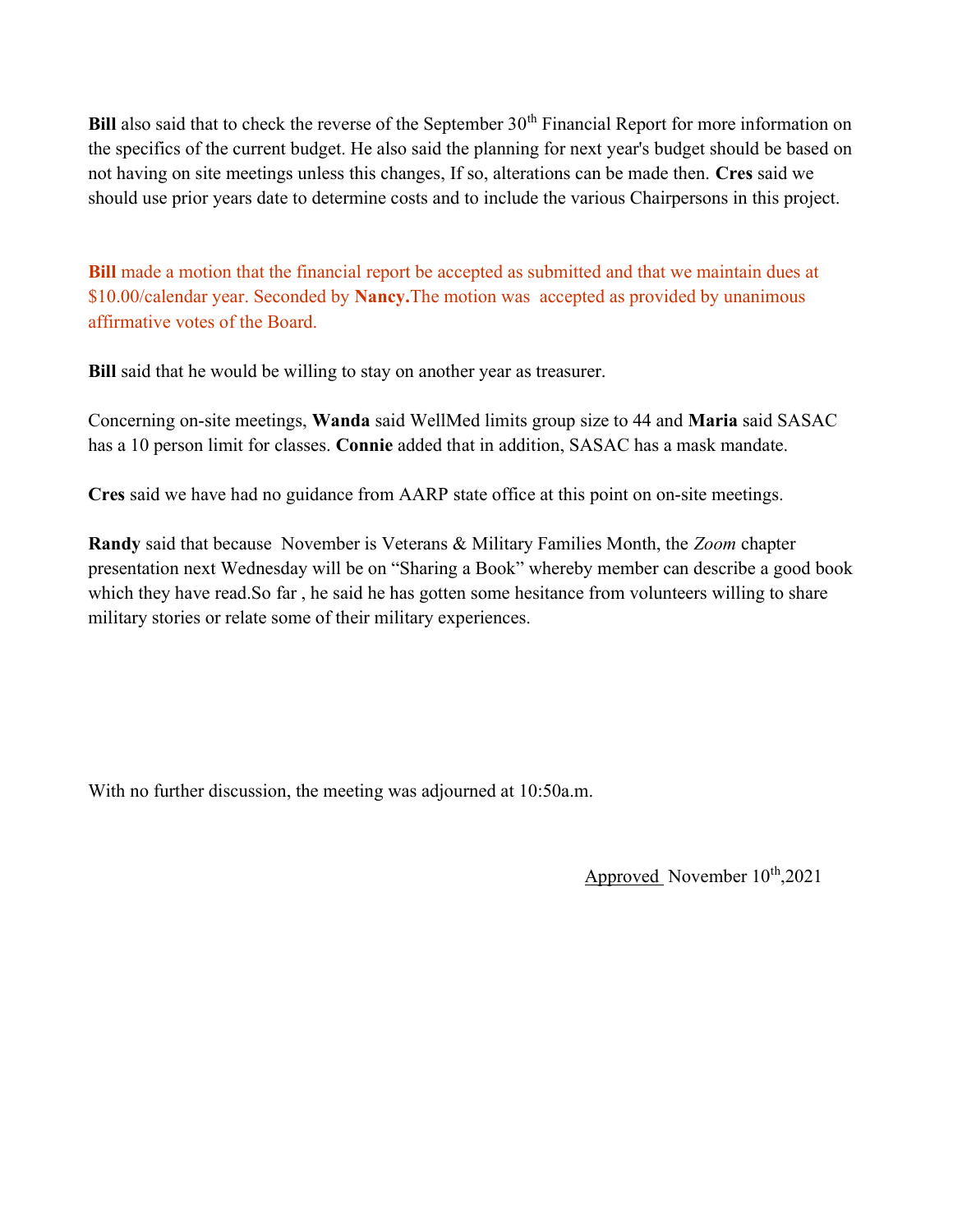**Bill** also said that to check the reverse of the September 30th Financial Report for more information on the specifics of the current budget. He also said the planning for next year's budget should be based on not having on site meetings unless this changes, If so, alterations can be made then. **Cres** said we should use prior years date to determine costs and to include the various Chairpersons in this project.

**Bill** made a motion that the financial report be accepted as submitted and that we maintain dues at $10.00/calendar year. Seconded by **Nancy.**The motion was accepted as provided by unanimous affirmative votes of the Board.

**Bill** said that he would be willing to stay on another year as treasurer.

Concerning on-site meetings, **Wanda** said WellMed limits group size to 44 and **Maria** said SASAC has a 10 person limit for classes. **Connie** added that in addition, SASAC has a mask mandate.

**Cres** said we have had no guidance from AARP state office at this point on on-site meetings.

**Randy** said that because November is Veterans & Military Families Month, the *Zoom* chapter presentation next Wednesday will be on "Sharing a Book" whereby member can describe a good book which they have read.So far , he said he has gotten some hesitance from volunteers willing to share military stories or relate some of their military experiences.

With no further discussion, the meeting was adjourned at 10:50a.m.

Approved November 10th,2021